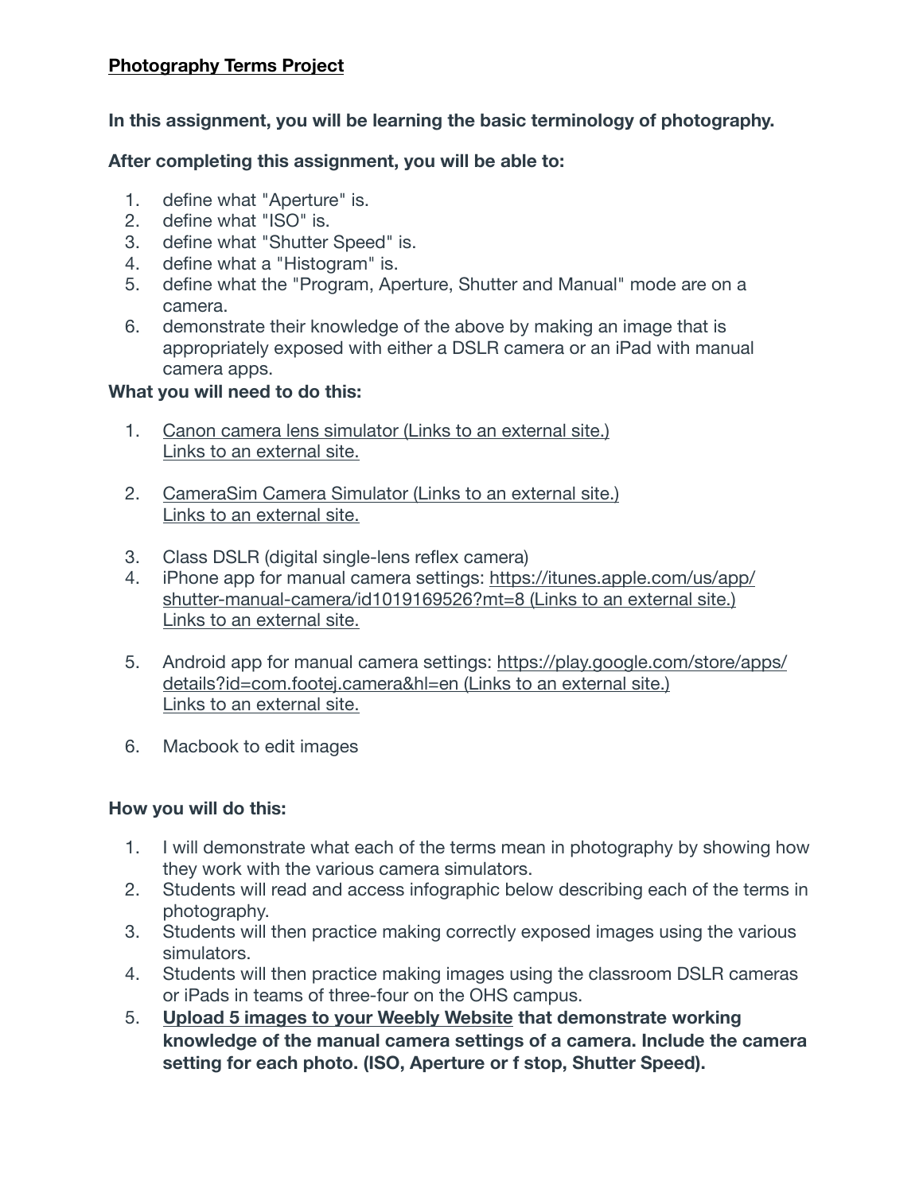**<u>Photography Terms Project</u>**

**In this assignment, you will be learning the basic terminology of photography.**

**After completing this assignment, you will be able to:**

1. define what "Aperture" is.
2. define what "ISO" is.
3. define what "Shutter Speed" is.
4. define what a "Histogram" is.
5. define what the "Program, Aperture, Shutter and Manual" mode are on a camera.
6. demonstrate their knowledge of the above by making an image that is appropriately exposed with either a DSLR camera or an iPad with manual camera apps.

**What you will need to do this:**

1. Canon camera lens simulator (Links to an external site.) Links to an external site.

2. CameraSim Camera Simulator (Links to an external site.) Links to an external site.

3. Class DSLR (digital single-lens reflex camera)
4. iPhone app for manual camera settings: https://itunes.apple.com/us/app/shutter-manual-camera/id1019169526?mt=8 (Links to an external site.) Links to an external site.

5. Android app for manual camera settings: https://play.google.com/store/apps/details?id=com.footej.camera&hl=en (Links to an external site.) Links to an external site.

6. Macbook to edit images

**How you will do this:**

1. I will demonstrate what each of the terms mean in photography by showing how they work with the various camera simulators.
2. Students will read and access infographic below describing each of the terms in photography.
3. Students will then practice making correctly exposed images using the various simulators.
4. Students will then practice making images using the classroom DSLR cameras or iPads in teams of three-four on the OHS campus.
5. **<u>Upload 5 images to your Weebly Website</u> that demonstrate working knowledge of the manual camera settings of a camera. Include the camera setting for each photo. (ISO, Aperture or f stop, Shutter Speed).**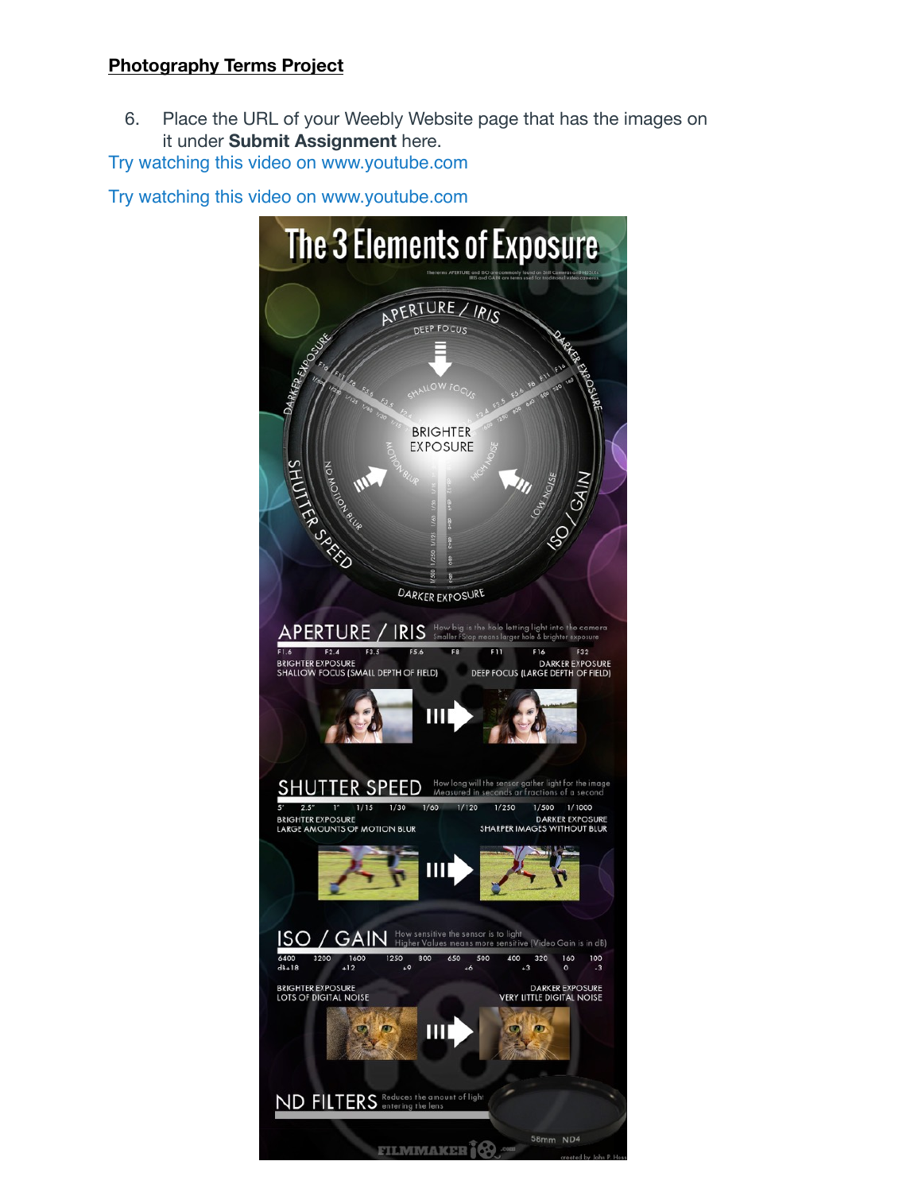**Photography Terms Project**

6. Place the URL of your Weebly Website page that has the images on it under **Submit Assignment** here.

Try watching this video on www.youtube.com

Try watching this video on www.youtube.com

# The 3 Elements of Exposure

The terms APERTURE and ISO are commonly found on Still Cameras and DSLRs. IRIS and GAIN are terms used for traditional video cameras.

## APERTURE / IRIS

How big is the hole letting light into the camera. Smaller F-Stop means larger hole & brighter exposure.

F1.6 F2.4 F3.5 F5.6 F8 F11 F16 F32

BRIGHTER EXPOSURE, SHALLOW FOCUS (SMALL DEPTH OF FIELD) — DARKER EXPOSURE, DEEP FOCUS (LARGE DEPTH OF FIELD)

## SHUTTER SPEED

How long will the sensor gather light for the image. Measured in seconds or fractions of a second.

5" 2.5" 1" 1/15 1/30 1/60 1/120 1/250 1/500 1/1000

BRIGHTER EXPOSURE, LARGE AMOUNTS OF MOTION BLUR — DARKER EXPOSURE, SHARPER IMAGES WITHOUT BLUR

## ISO / GAIN

How sensitive the sensor is to light. Higher Values means more sensitive (Video Gain is in dB)

6400 3200 1600 1250 800 650 500 400 320 160 100

dB+18 +12 +9 +6 +3 0 -3

BRIGHTER EXPOSURE, LOTS OF DIGITAL NOISE — DARKER EXPOSURE, VERY LITTLE DIGITAL NOISE

## ND FILTERS

Reduces the amount of light entering the lens

58mm ND4

FILMMAKER IQ.com — created by John P. Hess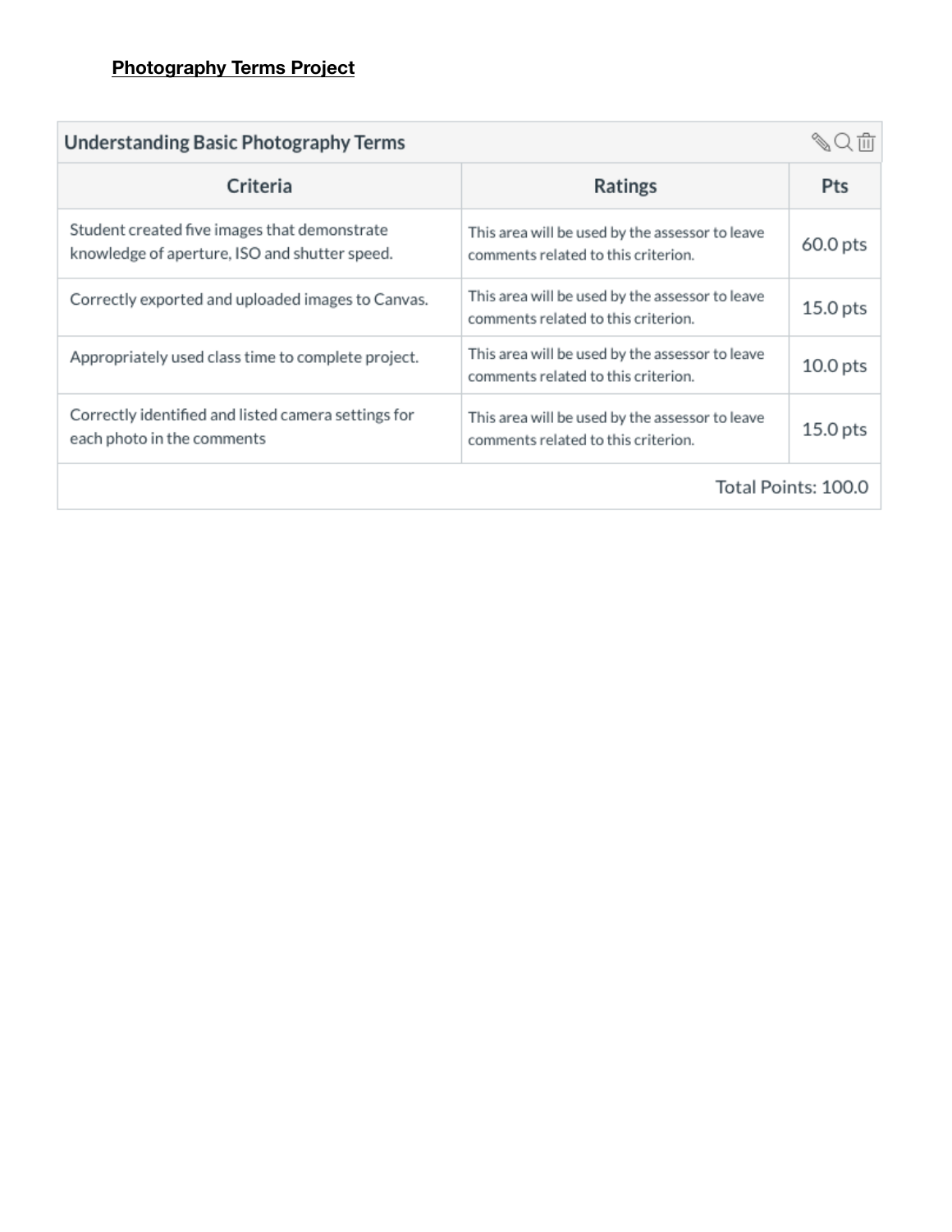**Photography Terms Project**

| Understanding Basic Photography Terms | | |
|---|---|---|
| Criteria | Ratings | Pts |
| Student created five images that demonstrate knowledge of aperture, ISO and shutter speed. | This area will be used by the assessor to leave comments related to this criterion. | 60.0 pts |
| Correctly exported and uploaded images to Canvas. | This area will be used by the assessor to leave comments related to this criterion. | 15.0 pts |
| Appropriately used class time to complete project. | This area will be used by the assessor to leave comments related to this criterion. | 10.0 pts |
| Correctly identified and listed camera settings for each photo in the comments | This area will be used by the assessor to leave comments related to this criterion. | 15.0 pts |
| | | Total Points: 100.0 |